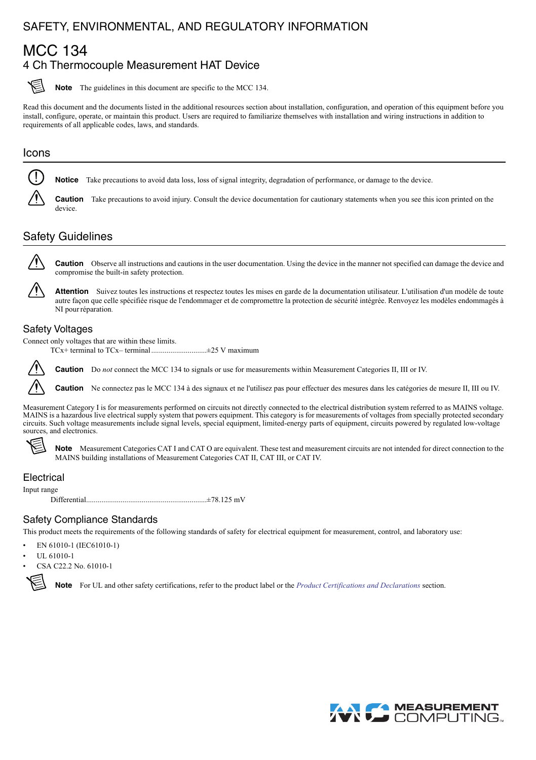# SAFETY, ENVIRONMENTAL, AND REGULATORY INFORMATION

# MCC 134

## 4 Ch Thermocouple Measurement HAT Device

**Note** The guidelines in this document are specific to the MCC 134.

Read this document and the documents listed in the additional resources section about installation, configuration, and operation of this equipment before you install, configure, operate, or maintain this product. Users are required to familiarize themselves with installation and wiring instructions in addition to requirements of all applicable codes, laws, and standards.

## Icons

**Notice** Take precautions to avoid data loss, loss of signal integrity, degradation of performance, or damage to the device.

**Caution** Take precautions to avoid injury. Consult the device documentation for cautionary statements when you see this icon printed on the device.

## Safety Guidelines

**Caution** Observe all instructions and cautions in the user documentation. Using the device in the manner not specified can damage the device and compromise the built-in safety protection.

**Attention** Suivez toutes les instructions et respectez toutes les mises en garde de la documentation utilisateur. L'utilisation d'un modèle de toute autre façon que celle spécifiée risque de l'endommager et de compromettre la protection de sécurité intégrée. Renvoyez les modèles endommagés à NI pour réparation.

### Safety Voltages

Connect only voltages that are within these limits.

TCx+ terminal to TCx– terminal ............................±25 V maximum

**Caution** Do *not* connect the MCC 134 to signals or use for measurements within Measurement Categories II, III or IV.

**Caution** Ne connectez pas le MCC 134 à des signaux et ne l'utilisez pas pour effectuer des mesures dans les catégories de mesure II, III ou IV.

Measurement Category I is for measurements performed on circuits not directly connected to the electrical distribution system referred to as MAINS voltage. MAINS is a hazardous live electrical supply system that powers equipment. This category is for measurements of voltages from specially protected secondary circuits. Such voltage measurements include signal levels, special equipment, limited-energy parts of equipment, circuits powered by regulated low-voltage sources, and electronics.

**Note** Measurement Categories CAT I and CAT O are equivalent. These test and measurement circuits are not intended for direct connection to the MAINS building installations of Measurement Categories CAT II, CAT III, or CAT IV.

### Electrical

Input range

Differential...............................................................±78.125 mV

### Safety Compliance Standards

This product meets the requirements of the following standards of safety for electrical equipment for measurement, control, and laboratory use:

- EN 61010-1 (IEC61010-1)
- UL 61010-1
- CSA C22.2 No. 61010-1

**Note** For UL and other safety certifications, refer to the product label or the *Product Certifications and Declarations* section.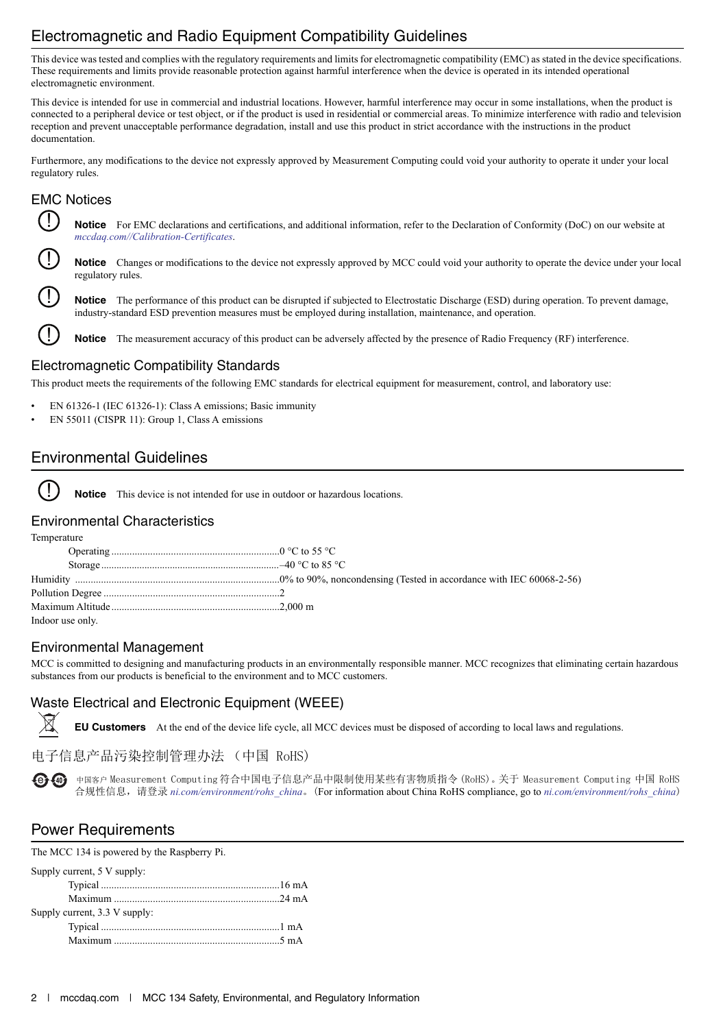## Electromagnetic and Radio Equipment Compatibility Guidelines

This device was tested and complies with the regulatory requirements and limits for electromagnetic compatibility (EMC) as stated in the device specifications. These requirements and limits provide reasonable protection against harmful interference when the device is operated in its intended operational electromagnetic environment.

This device is intended for use in commercial and industrial locations. However, harmful interference may occur in some installations, when the product is connected to a peripheral device or test object, or if the product is used in residential or commercial areas. To minimize interference with radio and television reception and prevent unacceptable performance degradation, install and use this product in strict accordance with the instructions in the product documentation.

Furthermore, any modifications to the device not expressly approved by Measurement Computing could void your authority to operate it under your local regulatory rules.

### EMC Notices

**Notice** For EMC declarations and certifications, and additional information, refer to the Declaration of Conformity (DoC) on our website at *mccdaq.com//Calibration-Certificates*.

**Notice** Changes or modifications to the device not expressly approved by MCC could void your authority to operate the device under your local regulatory rules.

**Notice** The performance of this product can be disrupted if subjected to Electrostatic Discharge (ESD) during operation. To prevent damage, industry-standard ESD prevention measures must be employed during installation, maintenance, and operation.

**Notice** The measurement accuracy of this product can be adversely affected by the presence of Radio Frequency (RF) interference.

### Electromagnetic Compatibility Standards

This product meets the requirements of the following EMC standards for electrical equipment for measurement, control, and laboratory use:

- EN 61326-1 (IEC 61326-1): Class A emissions; Basic immunity
- EN 55011 (CISPR 11): Group 1, Class A emissions

## Environmental Guidelines

**Notice** This device is not intended for use in outdoor or hazardous locations.

### Environmental Characteristics

Temperature
- Operating ........ 0 °C to 55 °C
- Storage ........ –40 °C to 85 °C

Humidity ........ 0% to 90%, noncondensing (Tested in accordance with IEC 60068-2-56)

Pollution Degree ........ 2

Maximum Altitude ........ 2,000 m

Indoor use only.

### Environmental Management

MCC is committed to designing and manufacturing products in an environmentally responsible manner. MCC recognizes that eliminating certain hazardous substances from our products is beneficial to the environment and to MCC customers.

### Waste Electrical and Electronic Equipment (WEEE)

**EU Customers** At the end of the device life cycle, all MCC devices must be disposed of according to local laws and regulations.

### 电子信息产品污染控制管理办法 （中国 RoHS）

中国客户 Measurement Computing 符合中国电子信息产品中限制使用某些有害物质指令 (RoHS)。关于 Measurement Computing 中国 RoHS 合规性信息，请登录 *ni.com/environment/rohs_china*。(For information about China RoHS compliance, go to *ni.com/environment/rohs_china*)

## Power Requirements

The MCC 134 is powered by the Raspberry Pi.

Supply current, 5 V supply:
- Typical ........ 16 mA
- Maximum ........ 24 mA

Supply current, 3.3 V supply:
- Typical ........ 1 mA
- Maximum ........ 5 mA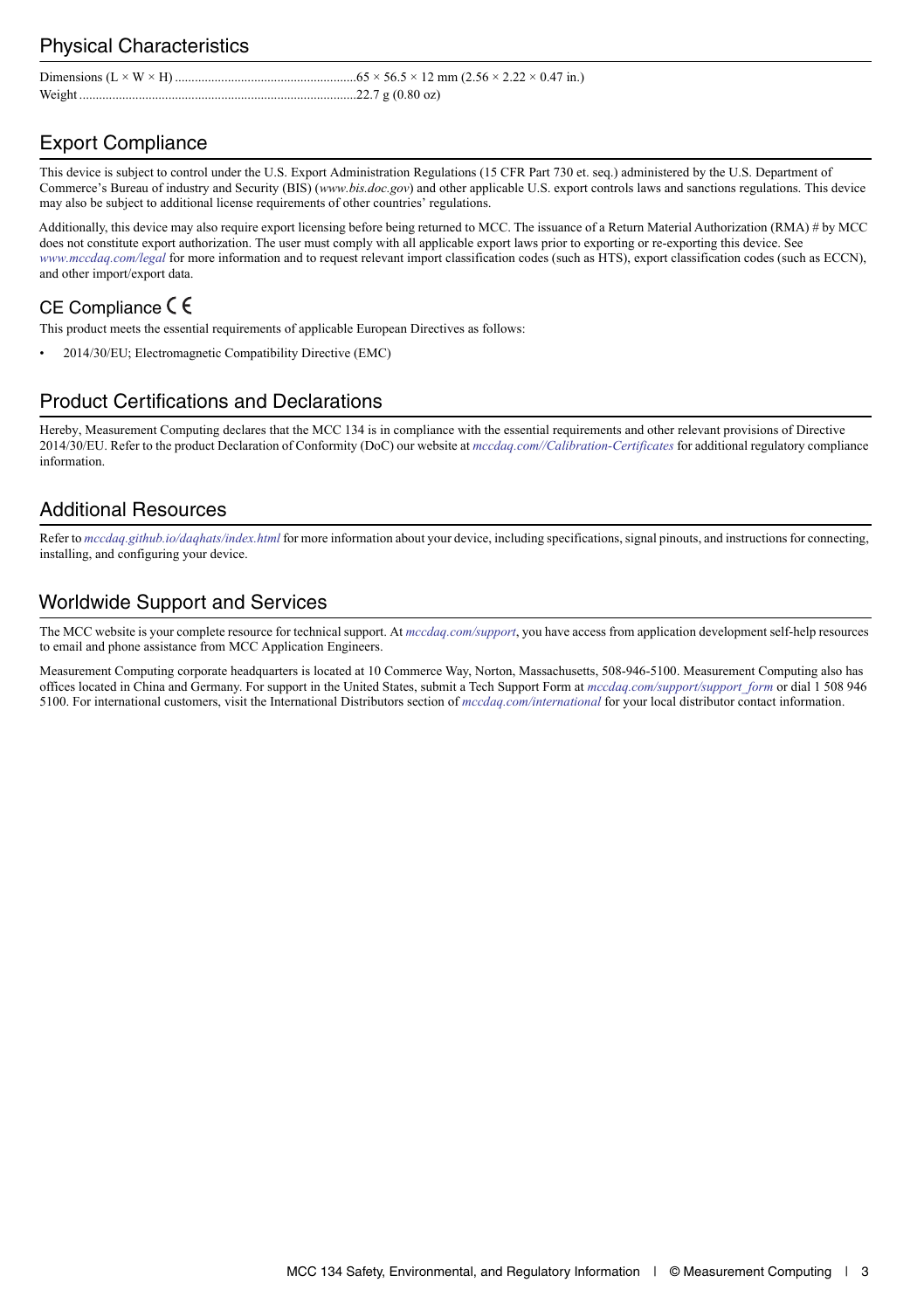## Physical Characteristics

Dimensions (L × W × H) ......................................................65 × 56.5 × 12 mm (2.56 × 2.22 × 0.47 in.)
Weight ....................................................................................22.7 g (0.80 oz)

## Export Compliance

This device is subject to control under the U.S. Export Administration Regulations (15 CFR Part 730 et. seq.) administered by the U.S. Department of Commerce's Bureau of industry and Security (BIS) (*www.bis.doc.gov*) and other applicable U.S. export controls laws and sanctions regulations. This device may also be subject to additional license requirements of other countries' regulations.

Additionally, this device may also require export licensing before being returned to MCC. The issuance of a Return Material Authorization (RMA) # by MCC does not constitute export authorization. The user must comply with all applicable export laws prior to exporting or re-exporting this device. See *www.mccdaq.com/legal* for more information and to request relevant import classification codes (such as HTS), export classification codes (such as ECCN), and other import/export data.

## CE Compliance CE

This product meets the essential requirements of applicable European Directives as follows:

- 2014/30/EU; Electromagnetic Compatibility Directive (EMC)

## Product Certifications and Declarations

Hereby, Measurement Computing declares that the MCC 134 is in compliance with the essential requirements and other relevant provisions of Directive 2014/30/EU. Refer to the product Declaration of Conformity (DoC) our website at *mccdaq.com//Calibration-Certificates* for additional regulatory compliance information.

## Additional Resources

Refer to *mccdaq.github.io/daqhats/index.html* for more information about your device, including specifications, signal pinouts, and instructions for connecting, installing, and configuring your device.

## Worldwide Support and Services

The MCC website is your complete resource for technical support. At *mccdaq.com/support*, you have access from application development self-help resources to email and phone assistance from MCC Application Engineers.

Measurement Computing corporate headquarters is located at 10 Commerce Way, Norton, Massachusetts, 508-946-5100. Measurement Computing also has offices located in China and Germany. For support in the United States, submit a Tech Support Form at *mccdaq.com/support/support_form* or dial 1 508 946 5100. For international customers, visit the International Distributors section of *mccdaq.com/international* for your local distributor contact information.